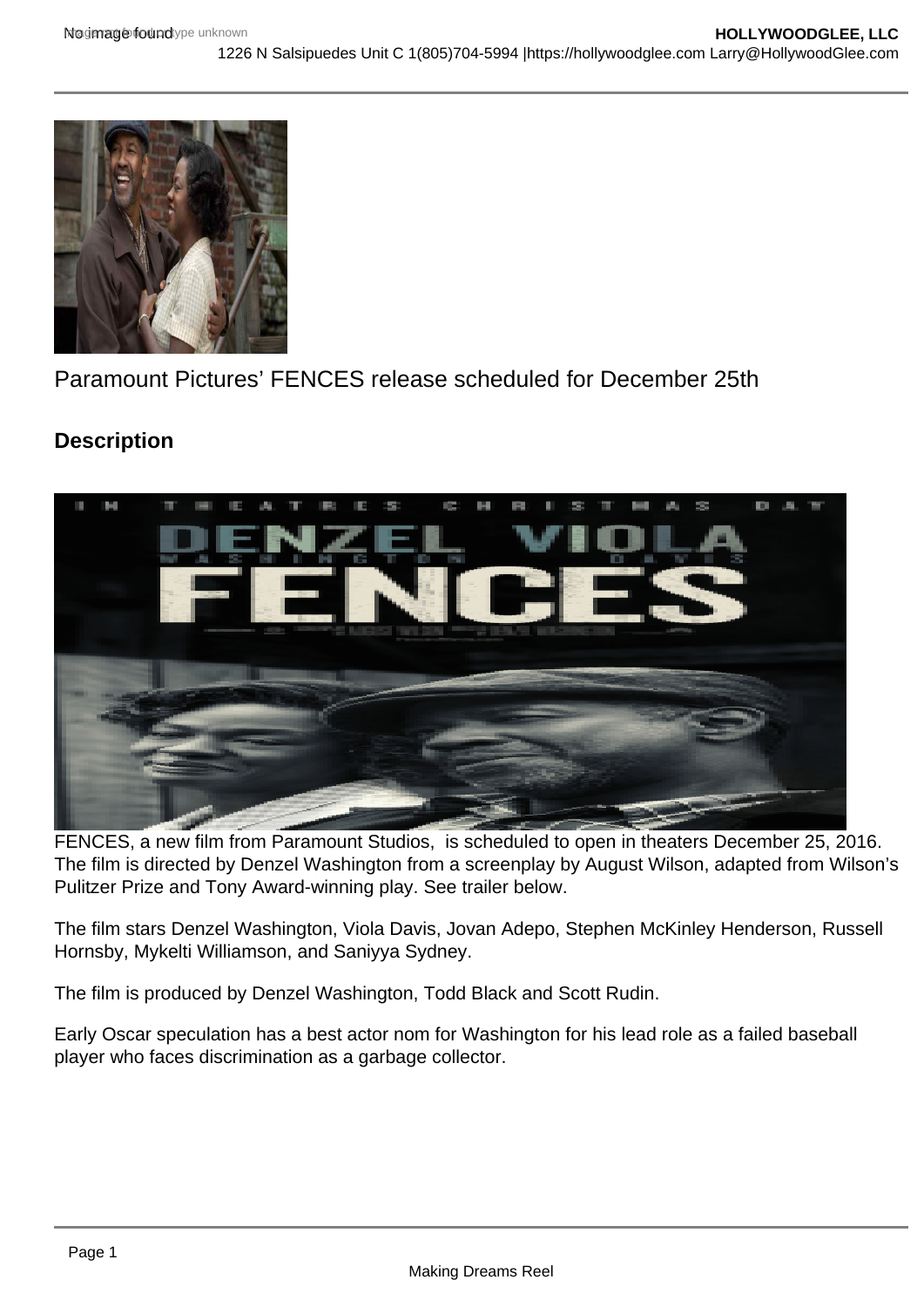Paramount Pictures' FENCES release scheduled for December 25th

## Description

FENCES, a new film from Paramount Studios, is scheduled to open in theaters December 25, 2016. The film is directed by Denzel Washington from a screenplay by August Wilson, adapted from Wilson's Pulitzer Prize and Tony Award-winning play. See trailer below.

The film stars Denzel Washington, Viola Davis, Jovan Adepo, Stephen McKinley Henderson, Russell Hornsby, Mykelti Williamson, and Saniyya Sydney.

The film is produced by Denzel Washington, Todd Black and Scott Rudin.

Early Oscar speculation has a best actor nom for Washington for his lead role as a failed baseball player who faces discrimination as a garbage collector.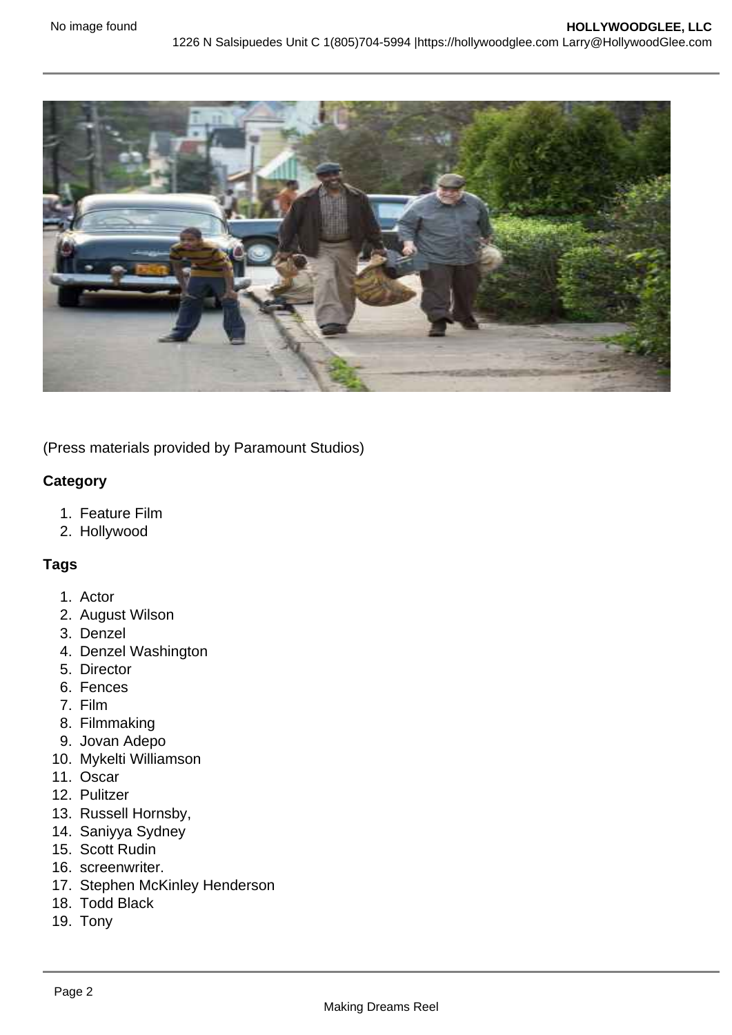(Press materials provided by Paramount Studios)

**Category**

1. Feature Film
2. Hollywood

**Tags**

1. Actor
2. August Wilson
3. Denzel
4. Denzel Washington
5. Director
6. Fences
7. Film
8. Filmmaking
9. Jovan Adepo
10. Mykelti Williamson
11. Oscar
12. Pulitzer
13. Russell Hornsby,
14. Saniyya Sydney
15. Scott Rudin
16. screenwriter.
17. Stephen McKinley Henderson
18. Todd Black
19. Tony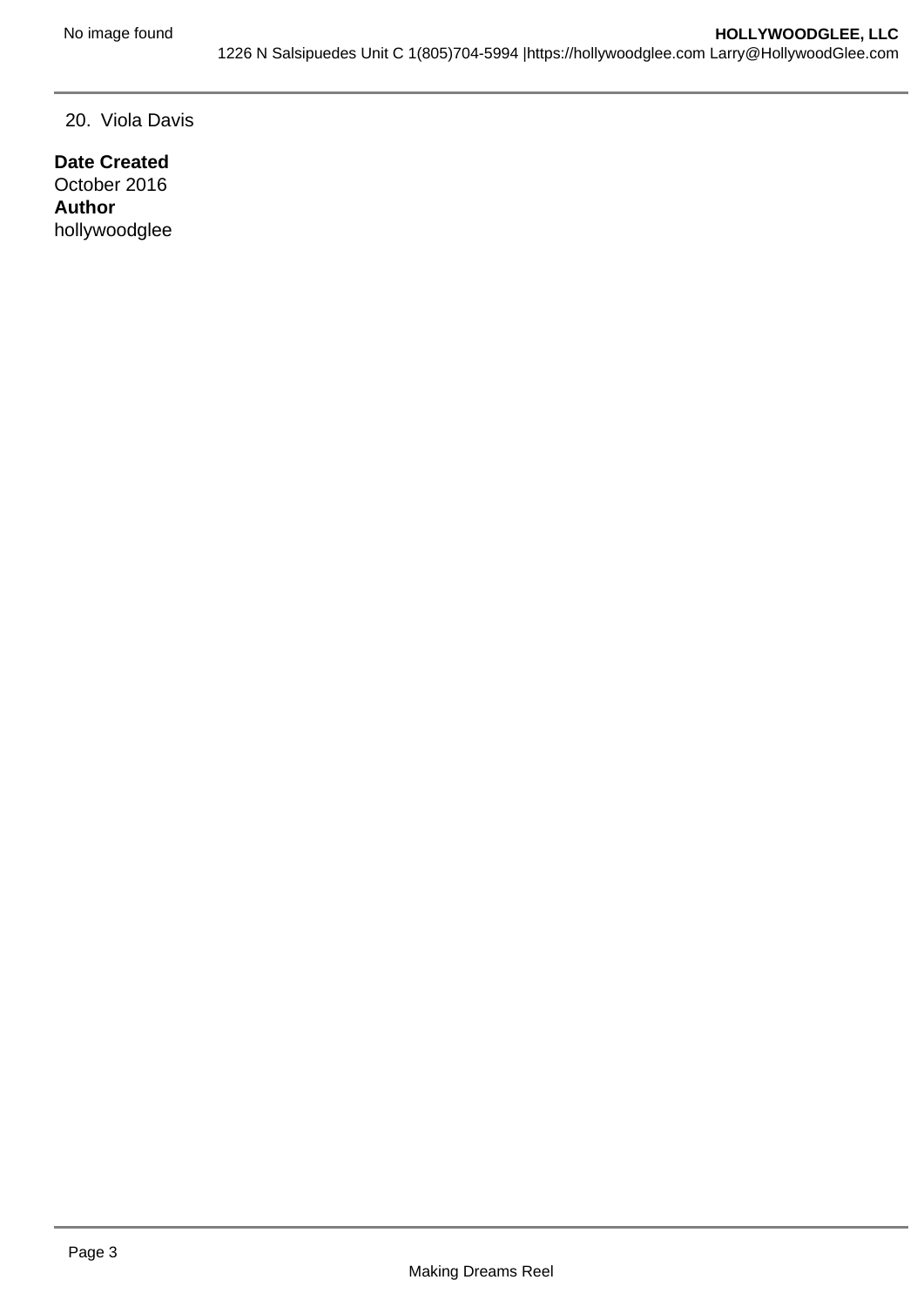20. Viola Davis

**Date Created**
October 2016
**Author**
hollywoodglee